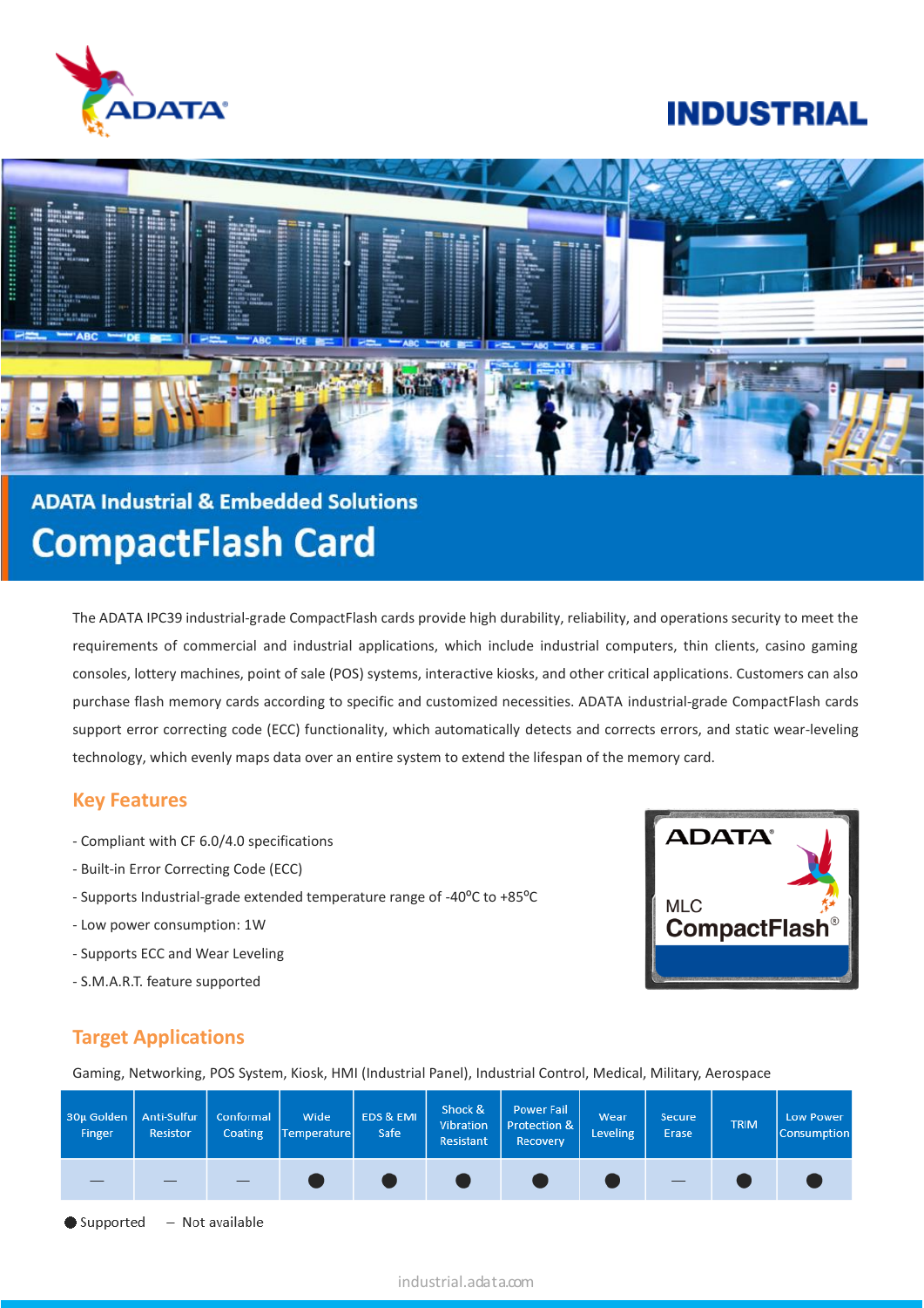ADATA Industrial & Embedded Solutions

# CompactFlash Card

The ADATA IPC39 industrial-grade CompactFlash cards provide high durability, reliability, and operations security to meet the requirements of commercial and industrial applications, which include industrial computers, thin clients, casino gaming consoles, lottery machines, point of sale (POS) systems, interactive kiosks, and other critical applications. Customers can also purchase flash memory cards according to specific and customized necessities. ADATA industrial-grade CompactFlash cards support error correcting code (ECC) functionality, which automatically detects and corrects errors, and static wear-leveling technology, which evenly maps data over an entire system to extend the lifespan of the memory card.

## Key Features

- Compliant with CF 6.0/4.0 specifications
- Built-in Error Correcting Code (ECC)
- Supports Industrial-grade extended temperature range of -40°C to +85°C
- Low power consumption: 1W
- Supports ECC and Wear Leveling
- S.M.A.R.T. feature supported

## Target Applications

Gaming, Networking, POS System, Kiosk, HMI (Industrial Panel), Industrial Control, Medical, Military, Aerospace

| 30µ Golden Finger | Anti-Sulfur Resistor | Conformal Coating | Wide Temperature | EDS & EMI Safe | Shock & Vibration Resistant | Power Fail Protection & Recovery | Wear Leveling | Secure Erase | TRIM | Low Power Consumption |
|---|---|---|---|---|---|---|---|---|---|---|
| – | – | – | ● | ● | ● | ● | ● | – | ● | ● |

● Supported – Not available

industrial.adata.com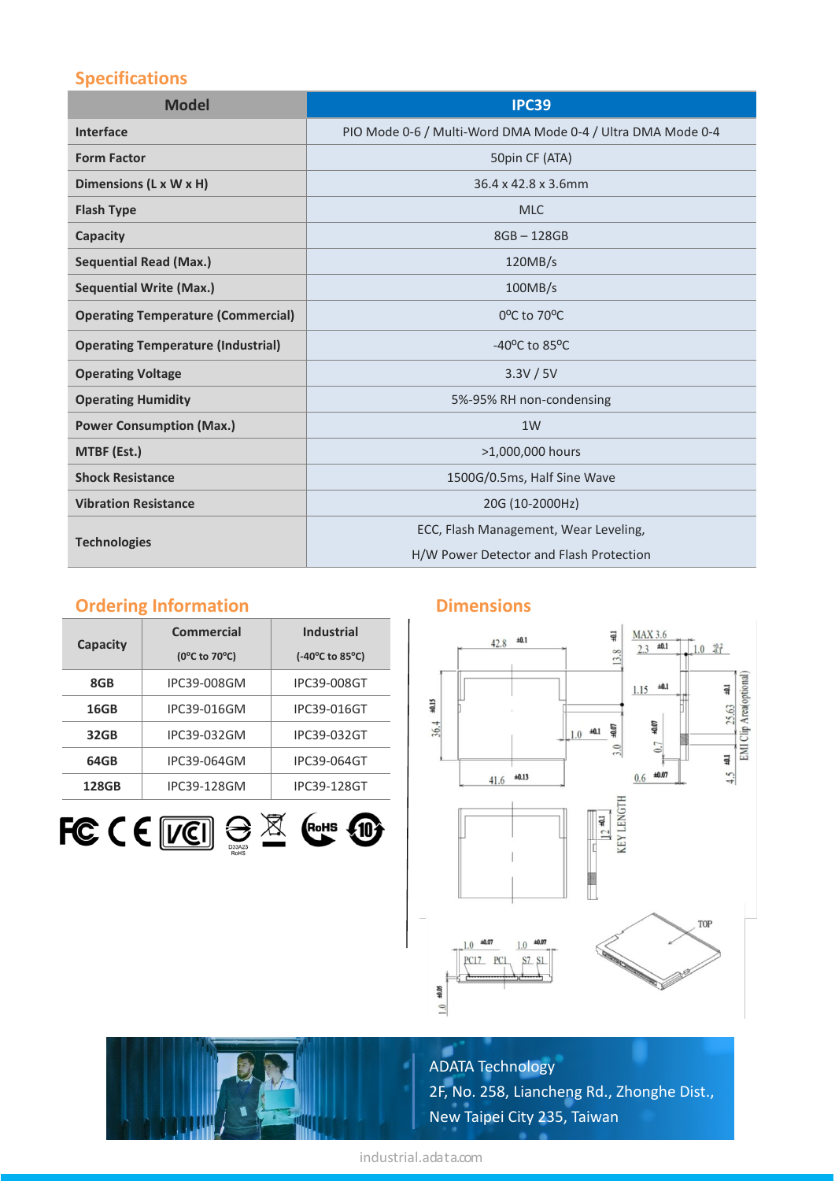## Specifications

| Model | IPC39 |
|---|---|
| Interface | PIO Mode 0-6 / Multi-Word DMA Mode 0-4 / Ultra DMA Mode 0-4 |
| Form Factor | 50pin CF (ATA) |
| Dimensions (L x W x H) | 36.4 x 42.8 x 3.6mm |
| Flash Type | MLC |
| Capacity | 8GB – 128GB |
| Sequential Read (Max.) | 120MB/s |
| Sequential Write (Max.) | 100MB/s |
| Operating Temperature (Commercial) | 0ºC to 70ºC |
| Operating Temperature (Industrial) | -40ºC to 85ºC |
| Operating Voltage | 3.3V / 5V |
| Operating Humidity | 5%-95% RH non-condensing |
| Power Consumption (Max.) | 1W |
| MTBF (Est.) | >1,000,000 hours |
| Shock Resistance | 1500G/0.5ms, Half Sine Wave |
| Vibration Resistance | 20G (10-2000Hz) |
| Technologies | ECC, Flash Management, Wear Leveling, H/W Power Detector and Flash Protection |

## Ordering Information

| Capacity | Commercial (0ºC to 70ºC) | Industrial (-40ºC to 85ºC) |
|---|---|---|
| 8GB | IPC39-008GM | IPC39-008GT |
| 16GB | IPC39-016GM | IPC39-016GT |
| 32GB | IPC39-032GM | IPC39-032GT |
| 64GB | IPC39-064GM | IPC39-064GT |
| 128GB | IPC39-128GM | IPC39-128GT |

## Dimensions

42.8 ±0.1
36.4 ±0.15
41.6 ±0.13
13.8 ±0.1
1.0 ±0.1
3.0 ±0.07
MAX 3.6
2.3 ±0.1
1.0
1.15 ±0.1
0.7 ±0.07
0.6 ±0.07
25.63 ±0.1
4.5 ±0.1
EMI Clip Area(optional)
12 ±0.1
KEY LENGTH
1.0 ±0.07
1.0 ±0.07
PC17 PC1 S7 S1
1.0 ±0.05
TOP

ADATA Technology
2F, No. 258, Liancheng Rd., Zhonghe Dist.,
New Taipei City 235, Taiwan

industrial.adata.com